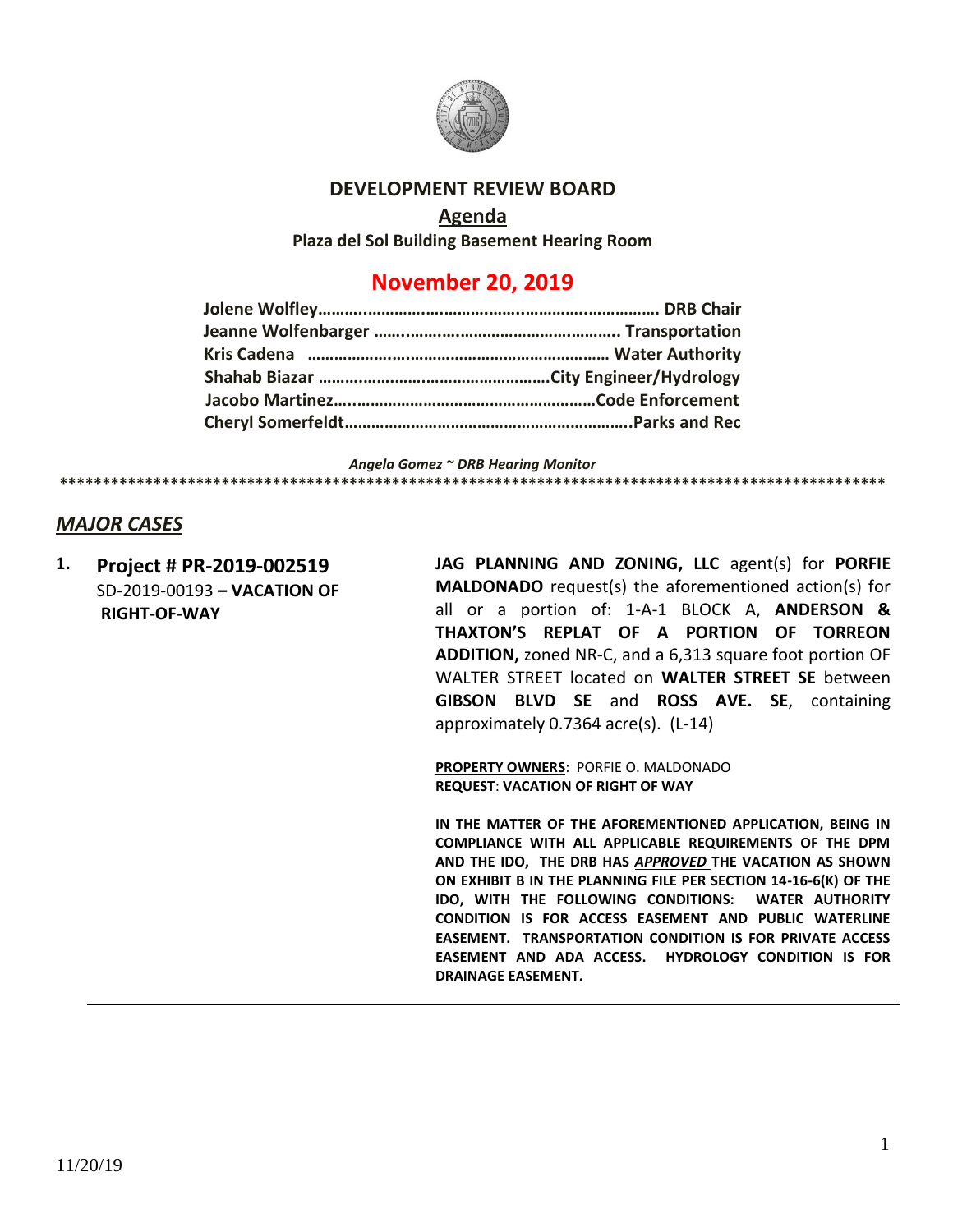# DEVELOPMENT REVIEW BOARD

## Agenda

**Plaza del Sol Building Basement Hearing Room**

## November 20, 2019

**Jolene Wolfley……………………………………………………………… DRB Chair**
**Jeanne Wolfenbarger ……………………………………………… Transportation**
**Kris Cadena ……………………………………………………………… Water Authority**
**Shahab Biazar ………………………………………………City Engineer/Hydrology**
**Jacobo Martinez…………………………………………………Code Enforcement**
**Cheryl Somerfeldt………………………………………………………..Parks and Rec**

***Angela Gomez ~ DRB Hearing Monitor***

****************************************************************************************************

## ***MAJOR CASES***

1. **Project # PR-2019-002519**
SD-2019-00193 **– VACATION OF RIGHT-OF-WAY**

**JAG PLANNING AND ZONING, LLC** agent(s) for **PORFIE MALDONADO** request(s) the aforementioned action(s) for all or a portion of: 1-A-1 BLOCK A, **ANDERSON & THAXTON'S REPLAT OF A PORTION OF TORREON ADDITION,** zoned NR-C, and a 6,313 square foot portion OF WALTER STREET located on **WALTER STREET SE** between **GIBSON BLVD SE** and **ROSS AVE. SE**, containing approximately 0.7364 acre(s). (L-14)

**PROPERTY OWNERS**: PORFIE O. MALDONADO
**REQUEST**: **VACATION OF RIGHT OF WAY**

**IN THE MATTER OF THE AFOREMENTIONED APPLICATION, BEING IN COMPLIANCE WITH ALL APPLICABLE REQUIREMENTS OF THE DPM AND THE IDO, THE DRB HAS *APPROVED* THE VACATION AS SHOWN ON EXHIBIT B IN THE PLANNING FILE PER SECTION 14-16-6(K) OF THE IDO, WITH THE FOLLOWING CONDITIONS: WATER AUTHORITY CONDITION IS FOR ACCESS EASEMENT AND PUBLIC WATERLINE EASEMENT. TRANSPORTATION CONDITION IS FOR PRIVATE ACCESS EASEMENT AND ADA ACCESS. HYDROLOGY CONDITION IS FOR DRAINAGE EASEMENT.**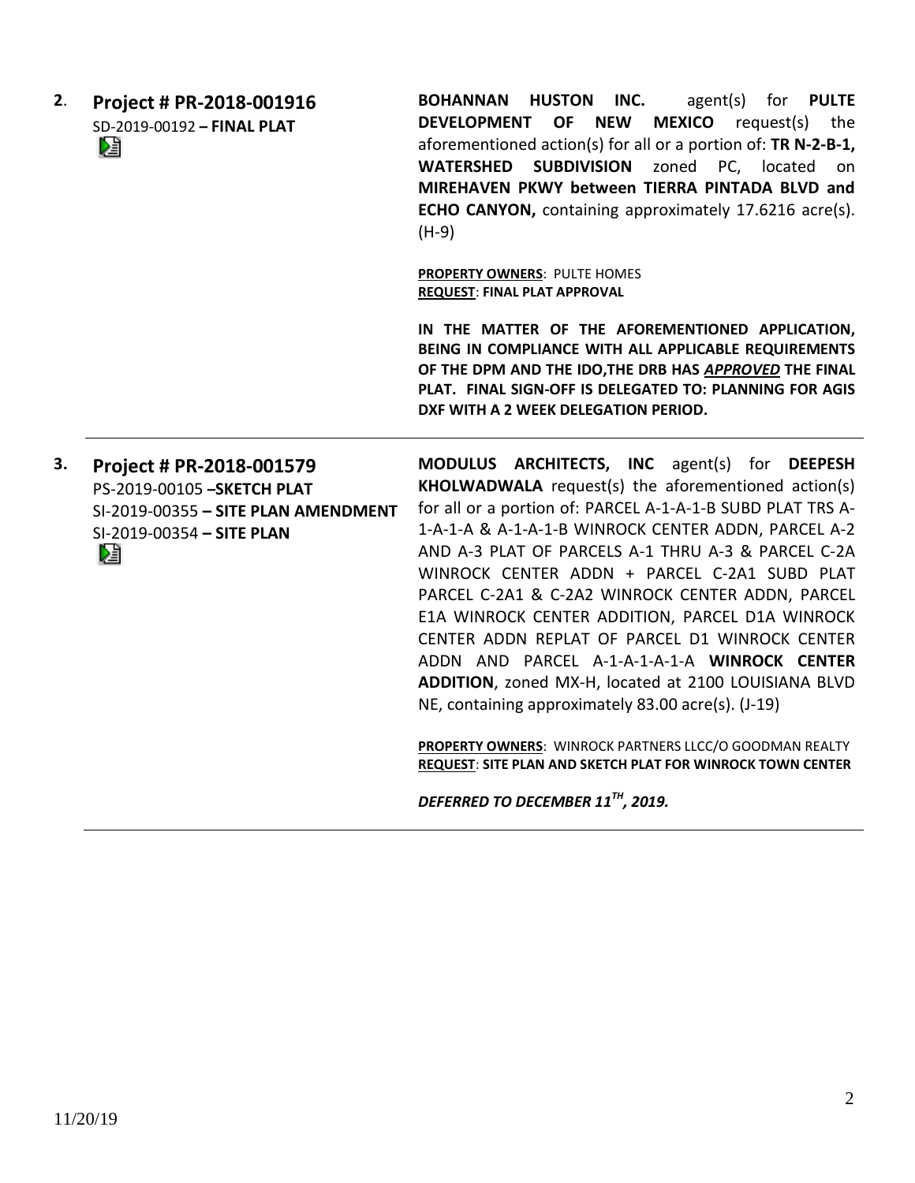**2.** **Project # PR-2018-001916**
SD-2019-00192 **– FINAL PLAT**

**BOHANNAN HUSTON INC.** agent(s) for **PULTE DEVELOPMENT OF NEW MEXICO** request(s) the aforementioned action(s) for all or a portion of: **TR N-2-B-1, WATERSHED SUBDIVISION** zoned PC, located on **MIREHAVEN PKWY between TIERRA PINTADA BLVD and ECHO CANYON,** containing approximately 17.6216 acre(s). (H-9)

**PROPERTY OWNERS**: PULTE HOMES
**REQUEST**: **FINAL PLAT APPROVAL**

**IN THE MATTER OF THE AFOREMENTIONED APPLICATION, BEING IN COMPLIANCE WITH ALL APPLICABLE REQUIREMENTS OF THE DPM AND THE IDO,THE DRB HAS *APPROVED* THE FINAL PLAT. FINAL SIGN-OFF IS DELEGATED TO: PLANNING FOR AGIS DXF WITH A 2 WEEK DELEGATION PERIOD.**

---

**3.** **Project # PR-2018-001579**
PS-2019-00105 **–SKETCH PLAT**
SI-2019-00355 **– SITE PLAN AMENDMENT**
SI-2019-00354 **– SITE PLAN**

**MODULUS ARCHITECTS, INC** agent(s) for **DEEPESH KHOLWADWALA** request(s) the aforementioned action(s) for all or a portion of: PARCEL A-1-A-1-B SUBD PLAT TRS A-1-A-1-A & A-1-A-1-B WINROCK CENTER ADDN, PARCEL A-2 AND A-3 PLAT OF PARCELS A-1 THRU A-3 & PARCEL C-2A WINROCK CENTER ADDN + PARCEL C-2A1 SUBD PLAT PARCEL C-2A1 & C-2A2 WINROCK CENTER ADDN, PARCEL E1A WINROCK CENTER ADDITION, PARCEL D1A WINROCK CENTER ADDN REPLAT OF PARCEL D1 WINROCK CENTER ADDN AND PARCEL A-1-A-1-A-1-A **WINROCK CENTER ADDITION**, zoned MX-H, located at 2100 LOUISIANA BLVD NE, containing approximately 83.00 acre(s). (J-19)

**PROPERTY OWNERS**: WINROCK PARTNERS LLCC/O GOODMAN REALTY
**REQUEST**: **SITE PLAN AND SKETCH PLAT FOR WINROCK TOWN CENTER**

***DEFERRED TO DECEMBER 11TH, 2019.***

---

11/20/19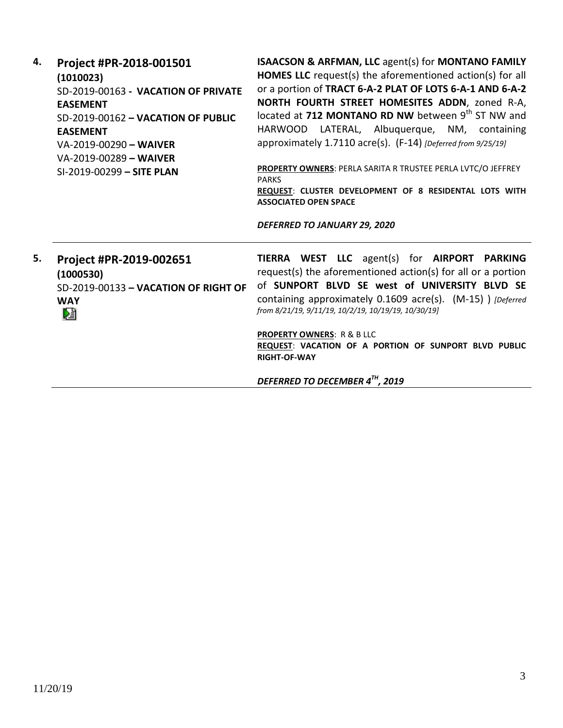**4. Project #PR-2018-001501**
**(1010023)**
SD-2019-00163 **- VACATION OF PRIVATE EASEMENT**
SD-2019-00162 **– VACATION OF PUBLIC EASEMENT**
VA-2019-00290 **– WAIVER**
VA-2019-00289 **– WAIVER**
SI-2019-00299 **– SITE PLAN**

**ISAACSON & ARFMAN, LLC** agent(s) for **MONTANO FAMILY HOMES LLC** request(s) the aforementioned action(s) for all or a portion of **TRACT 6-A-2 PLAT OF LOTS 6-A-1 AND 6-A-2 NORTH FOURTH STREET HOMESITES ADDN**, zoned R-A, located at **712 MONTANO RD NW** between 9th ST NW and HARWOOD LATERAL, Albuquerque, NM, containing approximately 1.7110 acre(s). (F-14) *[Deferred from 9/25/19]*

**PROPERTY OWNERS**: PERLA SARITA R TRUSTEE PERLA LVTC/O JEFFREY PARKS
**REQUEST**: **CLUSTER DEVELOPMENT OF 8 RESIDENTAL LOTS WITH ASSOCIATED OPEN SPACE**

***DEFERRED TO JANUARY 29, 2020***

---

**5. Project #PR-2019-002651**
**(1000530)**
SD-2019-00133 **– VACATION OF RIGHT OF WAY**

**TIERRA WEST LLC** agent(s) for **AIRPORT PARKING** request(s) the aforementioned action(s) for all or a portion of **SUNPORT BLVD SE west of UNIVERSITY BLVD SE** containing approximately 0.1609 acre(s). (M-15) ) *[Deferred from 8/21/19, 9/11/19, 10/2/19, 10/19/19, 10/30/19]*

**PROPERTY OWNERS**: R & B LLC
**REQUEST**: **VACATION OF A PORTION OF SUNPORT BLVD PUBLIC RIGHT-OF-WAY**

***DEFERRED TO DECEMBER 4TH, 2019***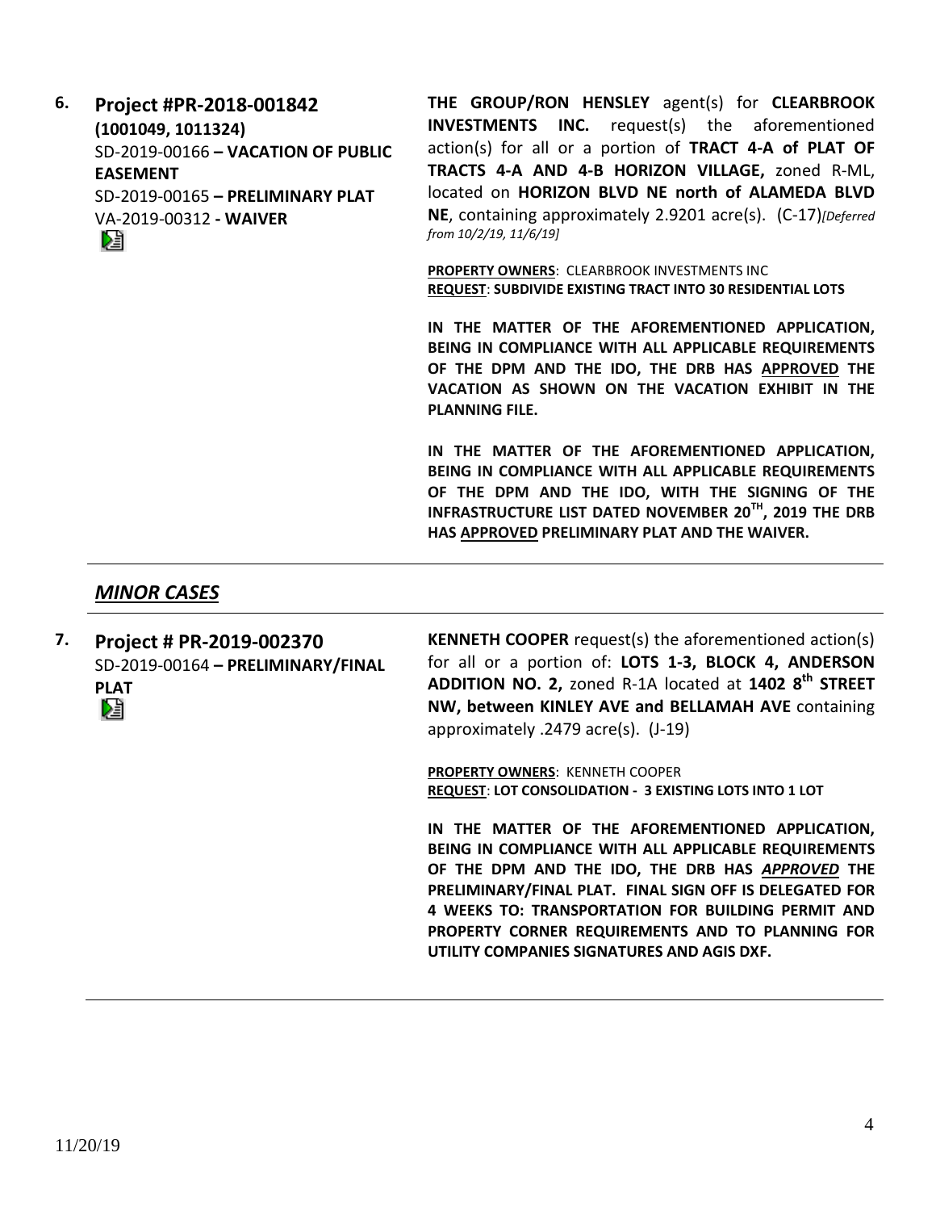**6. Project #PR-2018-001842**
**(1001049, 1011324)**
SD-2019-00166 **– VACATION OF PUBLIC EASEMENT**
SD-2019-00165 **– PRELIMINARY PLAT**
VA-2019-00312 **- WAIVER**

**THE GROUP/RON HENSLEY** agent(s) for **CLEARBROOK INVESTMENTS INC.** request(s) the aforementioned action(s) for all or a portion of **TRACT 4-A of PLAT OF TRACTS 4-A AND 4-B HORIZON VILLAGE,** zoned R-ML, located on **HORIZON BLVD NE north of ALAMEDA BLVD NE**, containing approximately 2.9201 acre(s). (C-17)*[Deferred from 10/2/19, 11/6/19]*

**PROPERTY OWNERS**: CLEARBROOK INVESTMENTS INC
**REQUEST**: **SUBDIVIDE EXISTING TRACT INTO 30 RESIDENTIAL LOTS**

**IN THE MATTER OF THE AFOREMENTIONED APPLICATION, BEING IN COMPLIANCE WITH ALL APPLICABLE REQUIREMENTS OF THE DPM AND THE IDO, THE DRB HAS APPROVED THE VACATION AS SHOWN ON THE VACATION EXHIBIT IN THE PLANNING FILE.**

**IN THE MATTER OF THE AFOREMENTIONED APPLICATION, BEING IN COMPLIANCE WITH ALL APPLICABLE REQUIREMENTS OF THE DPM AND THE IDO, WITH THE SIGNING OF THE INFRASTRUCTURE LIST DATED NOVEMBER 20TH, 2019 THE DRB HAS APPROVED PRELIMINARY PLAT AND THE WAIVER.**

## *MINOR CASES*

**7. Project # PR-2019-002370**
SD-2019-00164 **– PRELIMINARY/FINAL PLAT**

**KENNETH COOPER** request(s) the aforementioned action(s) for all or a portion of: **LOTS 1-3, BLOCK 4, ANDERSON ADDITION NO. 2,** zoned R-1A located at **1402 8th STREET NW, between KINLEY AVE and BELLAMAH AVE** containing approximately .2479 acre(s). (J-19)

**PROPERTY OWNERS**: KENNETH COOPER
**REQUEST**: **LOT CONSOLIDATION - 3 EXISTING LOTS INTO 1 LOT**

**IN THE MATTER OF THE AFOREMENTIONED APPLICATION, BEING IN COMPLIANCE WITH ALL APPLICABLE REQUIREMENTS OF THE DPM AND THE IDO, THE DRB HAS *APPROVED* THE PRELIMINARY/FINAL PLAT. FINAL SIGN OFF IS DELEGATED FOR 4 WEEKS TO: TRANSPORTATION FOR BUILDING PERMIT AND PROPERTY CORNER REQUIREMENTS AND TO PLANNING FOR UTILITY COMPANIES SIGNATURES AND AGIS DXF.**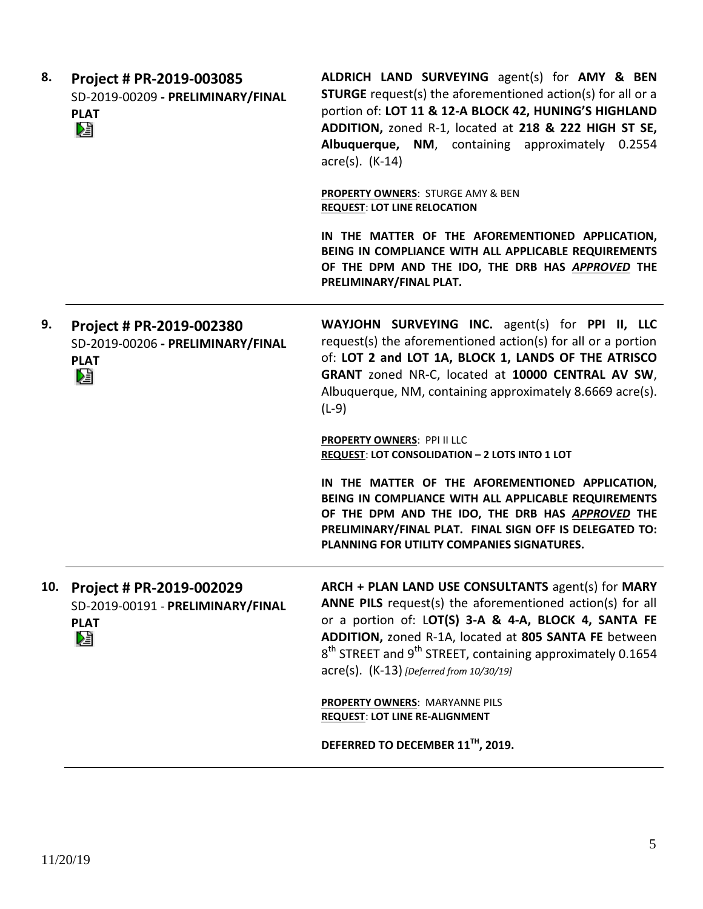**8. Project # PR-2019-003085**
SD-2019-00209 **- PRELIMINARY/FINAL PLAT**

**ALDRICH LAND SURVEYING** agent(s) for **AMY & BEN STURGE** request(s) the aforementioned action(s) for all or a portion of: **LOT 11 & 12-A BLOCK 42, HUNING'S HIGHLAND ADDITION,** zoned R-1, located at **218 & 222 HIGH ST SE, Albuquerque, NM**, containing approximately 0.2554 acre(s). (K-14)

**PROPERTY OWNERS**: STURGE AMY & BEN
**REQUEST**: **LOT LINE RELOCATION**

**IN THE MATTER OF THE AFOREMENTIONED APPLICATION, BEING IN COMPLIANCE WITH ALL APPLICABLE REQUIREMENTS OF THE DPM AND THE IDO, THE DRB HAS *APPROVED* THE PRELIMINARY/FINAL PLAT.**

---

**9. Project # PR-2019-002380**
SD-2019-00206 **- PRELIMINARY/FINAL PLAT**

**WAYJOHN SURVEYING INC.** agent(s) for **PPI II, LLC** request(s) the aforementioned action(s) for all or a portion of: **LOT 2 and LOT 1A, BLOCK 1, LANDS OF THE ATRISCO GRANT** zoned NR-C, located at **10000 CENTRAL AV SW**, Albuquerque, NM, containing approximately 8.6669 acre(s). (L-9)

**PROPERTY OWNERS**: PPI II LLC
**REQUEST**: **LOT CONSOLIDATION – 2 LOTS INTO 1 LOT**

**IN THE MATTER OF THE AFOREMENTIONED APPLICATION, BEING IN COMPLIANCE WITH ALL APPLICABLE REQUIREMENTS OF THE DPM AND THE IDO, THE DRB HAS *APPROVED* THE PRELIMINARY/FINAL PLAT. FINAL SIGN OFF IS DELEGATED TO: PLANNING FOR UTILITY COMPANIES SIGNATURES.**

---

**10. Project # PR-2019-002029**
SD-2019-00191 - **PRELIMINARY/FINAL PLAT**

**ARCH + PLAN LAND USE CONSULTANTS** agent(s) for **MARY ANNE PILS** request(s) the aforementioned action(s) for all or a portion of: L**OT(S) 3-A & 4-A, BLOCK 4, SANTA FE ADDITION,** zoned R-1A, located at **805 SANTA FE** between 8th STREET and 9th STREET, containing approximately 0.1654 acre(s). (K-13) *[Deferred from 10/30/19]*

**PROPERTY OWNERS**: MARYANNE PILS
**REQUEST**: **LOT LINE RE-ALIGNMENT**

**DEFERRED TO DECEMBER 11TH, 2019.**

---

11/20/19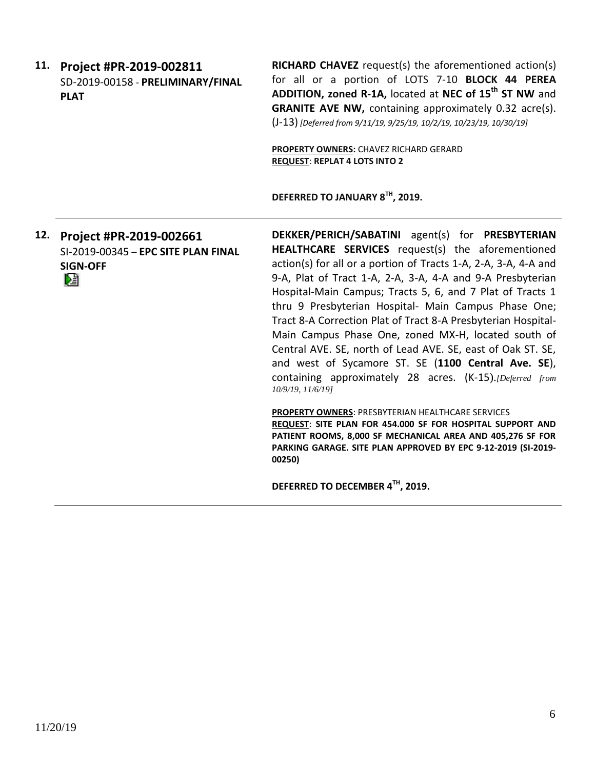**11. Project #PR-2019-002811**
SD-2019-00158 - **PRELIMINARY/FINAL PLAT**

**RICHARD CHAVEZ** request(s) the aforementioned action(s) for all or a portion of LOTS 7-10 **BLOCK 44 PEREA ADDITION, zoned R-1A,** located at **NEC of 15th ST NW** and **GRANITE AVE NW,** containing approximately 0.32 acre(s). (J-13) *[Deferred from 9/11/19, 9/25/19, 10/2/19, 10/23/19, 10/30/19]*

**PROPERTY OWNERS:** CHAVEZ RICHARD GERARD
**REQUEST**: **REPLAT 4 LOTS INTO 2**

**DEFERRED TO JANUARY 8TH, 2019.**

---

**12. Project #PR-2019-002661**
SI-2019-00345 – **EPC SITE PLAN FINAL SIGN-OFF**

**DEKKER/PERICH/SABATINI** agent(s) for **PRESBYTERIAN HEALTHCARE SERVICES** request(s) the aforementioned action(s) for all or a portion of Tracts 1-A, 2-A, 3-A, 4-A and 9-A, Plat of Tract 1-A, 2-A, 3-A, 4-A and 9-A Presbyterian Hospital-Main Campus; Tracts 5, 6, and 7 Plat of Tracts 1 thru 9 Presbyterian Hospital- Main Campus Phase One; Tract 8-A Correction Plat of Tract 8-A Presbyterian Hospital-Main Campus Phase One, zoned MX-H, located south of Central AVE. SE, north of Lead AVE. SE, east of Oak ST. SE, and west of Sycamore ST. SE (**1100 Central Ave. SE**), containing approximately 28 acres. (K-15).*[Deferred from 10/9/19, 11/6/19]*

**PROPERTY OWNERS**: PRESBYTERIAN HEALTHCARE SERVICES
**REQUEST**: **SITE PLAN FOR 454.000 SF FOR HOSPITAL SUPPORT AND PATIENT ROOMS, 8,000 SF MECHANICAL AREA AND 405,276 SF FOR PARKING GARAGE. SITE PLAN APPROVED BY EPC 9-12-2019 (SI-2019-00250)**

**DEFERRED TO DECEMBER 4TH, 2019.**

---

11/20/19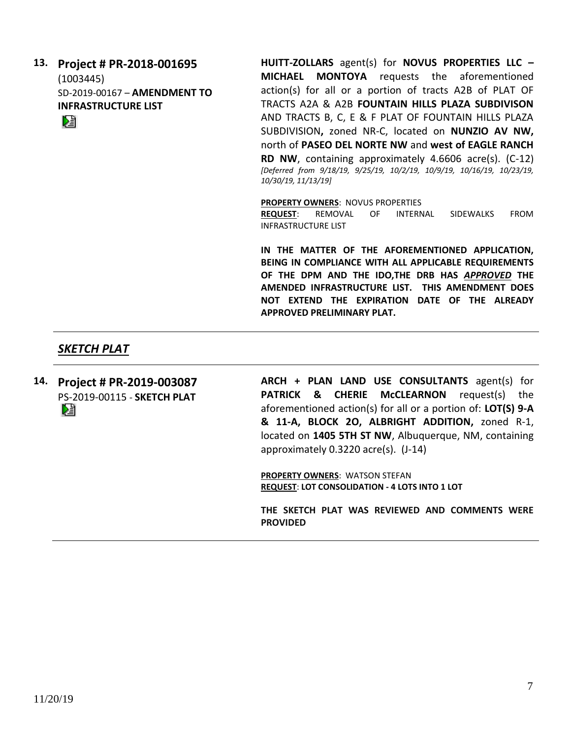**13. Project # PR-2018-001695**
(1003445)
SD-2019-00167 – **AMENDMENT TO INFRASTRUCTURE LIST**

**HUITT-ZOLLARS** agent(s) for **NOVUS PROPERTIES LLC – MICHAEL MONTOYA** requests the aforementioned action(s) for all or a portion of tracts A2B of PLAT OF TRACTS A2A & A2B **FOUNTAIN HILLS PLAZA SUBDIVISON** AND TRACTS B, C, E & F PLAT OF FOUNTAIN HILLS PLAZA SUBDIVISION**,** zoned NR-C, located on **NUNZIO AV NW,** north of **PASEO DEL NORTE NW** and **west of EAGLE RANCH RD NW**, containing approximately 4.6606 acre(s). (C-12) *[Deferred from 9/18/19, 9/25/19, 10/2/19, 10/9/19, 10/16/19, 10/23/19, 10/30/19, 11/13/19]*

**PROPERTY OWNERS**: NOVUS PROPERTIES
**REQUEST**: REMOVAL OF INTERNAL SIDEWALKS FROM INFRASTRUCTURE LIST

**IN THE MATTER OF THE AFOREMENTIONED APPLICATION, BEING IN COMPLIANCE WITH ALL APPLICABLE REQUIREMENTS OF THE DPM AND THE IDO,THE DRB HAS *APPROVED* THE AMENDED INFRASTRUCTURE LIST. THIS AMENDMENT DOES NOT EXTEND THE EXPIRATION DATE OF THE ALREADY APPROVED PRELIMINARY PLAT.**

---

## *SKETCH PLAT*

---

**14. Project # PR-2019-003087**
PS-2019-00115 - **SKETCH PLAT**

**ARCH + PLAN LAND USE CONSULTANTS** agent(s) for **PATRICK & CHERIE McCLEARNON** request(s) the aforementioned action(s) for all or a portion of: **LOT(S) 9-A & 11-A, BLOCK 2O, ALBRIGHT ADDITION,** zoned R-1, located on **1405 5TH ST NW**, Albuquerque, NM, containing approximately 0.3220 acre(s). (J-14)

**PROPERTY OWNERS**: WATSON STEFAN
**REQUEST**: **LOT CONSOLIDATION - 4 LOTS INTO 1 LOT**

**THE SKETCH PLAT WAS REVIEWED AND COMMENTS WERE PROVIDED**

---

11/20/19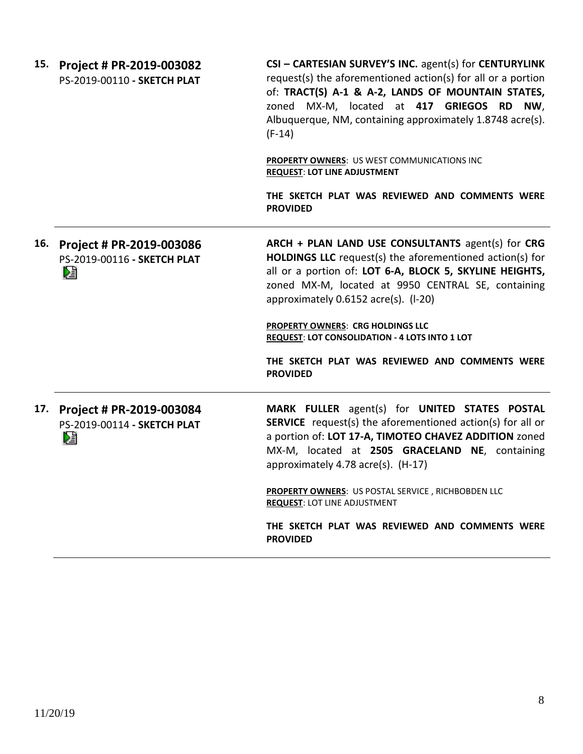**15. Project # PR-2019-003082**
PS-2019-00110 **- SKETCH PLAT**

**CSI – CARTESIAN SURVEY'S INC.** agent(s) for **CENTURYLINK** request(s) the aforementioned action(s) for all or a portion of: **TRACT(S) A-1 & A-2, LANDS OF MOUNTAIN STATES,** zoned MX-M, located at **417 GRIEGOS RD NW**, Albuquerque, NM, containing approximately 1.8748 acre(s). (F-14)

**PROPERTY OWNERS**: US WEST COMMUNICATIONS INC
**REQUEST**: **LOT LINE ADJUSTMENT**

**THE SKETCH PLAT WAS REVIEWED AND COMMENTS WERE PROVIDED**

---

**16. Project # PR-2019-003086**
PS-2019-00116 **- SKETCH PLAT**

**ARCH + PLAN LAND USE CONSULTANTS** agent(s) for **CRG HOLDINGS LLC** request(s) the aforementioned action(s) for all or a portion of: **LOT 6-A, BLOCK 5, SKYLINE HEIGHTS,** zoned MX-M, located at 9950 CENTRAL SE, containing approximately 0.6152 acre(s). (I-20)

**PROPERTY OWNERS**: **CRG HOLDINGS LLC**
**REQUEST**: **LOT CONSOLIDATION - 4 LOTS INTO 1 LOT**

**THE SKETCH PLAT WAS REVIEWED AND COMMENTS WERE PROVIDED**

---

**17. Project # PR-2019-003084**
PS-2019-00114 **- SKETCH PLAT**

**MARK FULLER** agent(s) for **UNITED STATES POSTAL SERVICE** request(s) the aforementioned action(s) for all or a portion of: **LOT 17-A, TIMOTEO CHAVEZ ADDITION** zoned MX-M, located at **2505 GRACELAND NE**, containing approximately 4.78 acre(s). (H-17)

**PROPERTY OWNERS**: US POSTAL SERVICE , RICHBOBDEN LLC
**REQUEST**: LOT LINE ADJUSTMENT

**THE SKETCH PLAT WAS REVIEWED AND COMMENTS WERE PROVIDED**

---

11/20/19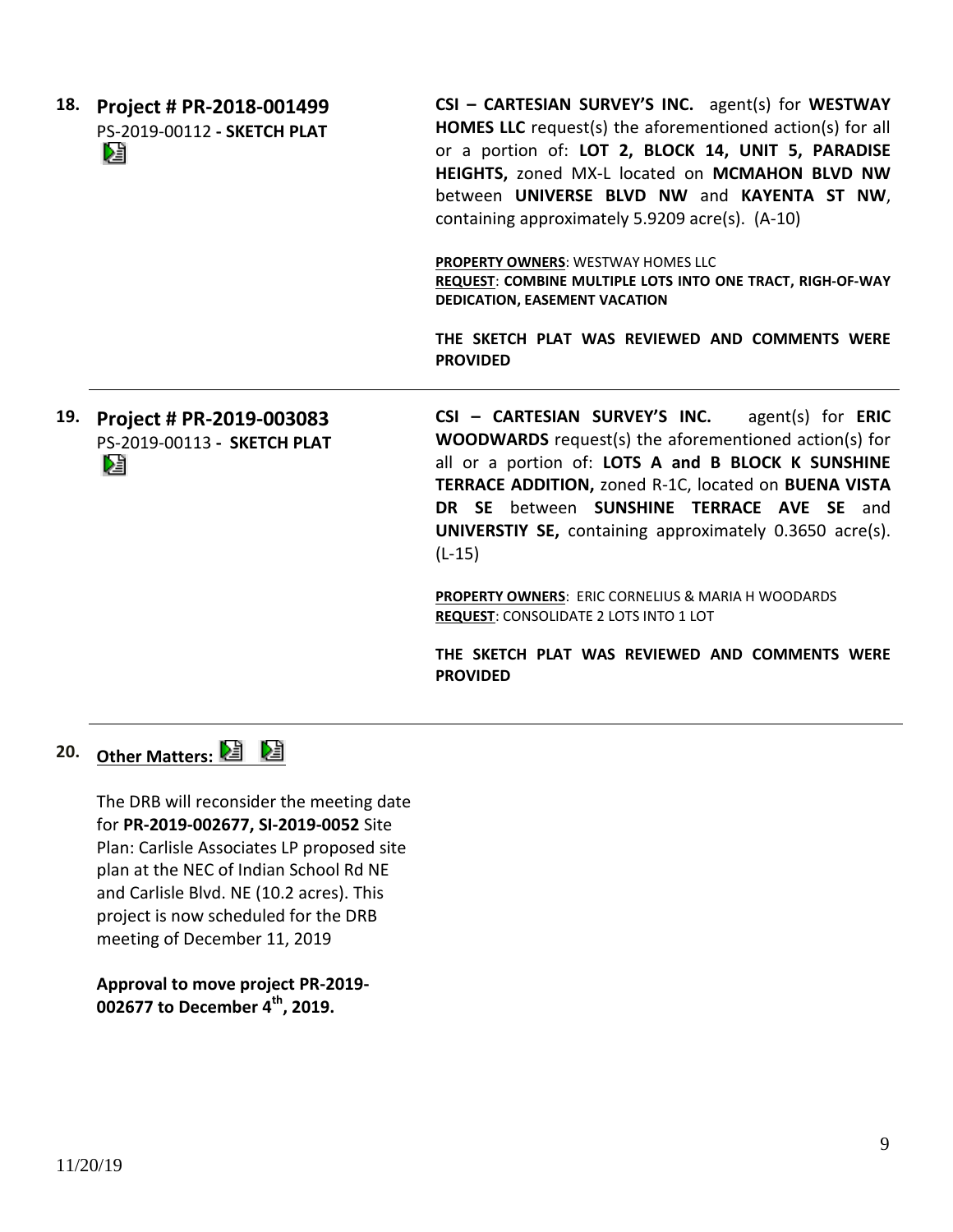**18. Project # PR-2018-001499**
PS-2019-00112 **- SKETCH PLAT**

**CSI – CARTESIAN SURVEY'S INC.** agent(s) for **WESTWAY HOMES LLC** request(s) the aforementioned action(s) for all or a portion of: **LOT 2, BLOCK 14, UNIT 5, PARADISE HEIGHTS,** zoned MX-L located on **MCMAHON BLVD NW** between **UNIVERSE BLVD NW** and **KAYENTA ST NW**, containing approximately 5.9209 acre(s). (A-10)

**PROPERTY OWNERS**: WESTWAY HOMES LLC
**REQUEST**: **COMBINE MULTIPLE LOTS INTO ONE TRACT, RIGH-OF-WAY DEDICATION, EASEMENT VACATION**

**THE SKETCH PLAT WAS REVIEWED AND COMMENTS WERE PROVIDED**

---

**19. Project # PR-2019-003083**
PS-2019-00113 **- SKETCH PLAT**

**CSI – CARTESIAN SURVEY'S INC.** agent(s) for **ERIC WOODWARDS** request(s) the aforementioned action(s) for all or a portion of: **LOTS A and B BLOCK K SUNSHINE TERRACE ADDITION,** zoned R-1C, located on **BUENA VISTA DR SE** between **SUNSHINE TERRACE AVE SE** and **UNIVERSTIY SE,** containing approximately 0.3650 acre(s). (L-15)

**PROPERTY OWNERS**: ERIC CORNELIUS & MARIA H WOODARDS
**REQUEST**: CONSOLIDATE 2 LOTS INTO 1 LOT

**THE SKETCH PLAT WAS REVIEWED AND COMMENTS WERE PROVIDED**

---

**20. Other Matters:**

The DRB will reconsider the meeting date for **PR-2019-002677, SI-2019-0052** Site Plan: Carlisle Associates LP proposed site plan at the NEC of Indian School Rd NE and Carlisle Blvd. NE (10.2 acres). This project is now scheduled for the DRB meeting of December 11, 2019

**Approval to move project PR-2019-002677 to December 4th, 2019.**

11/20/19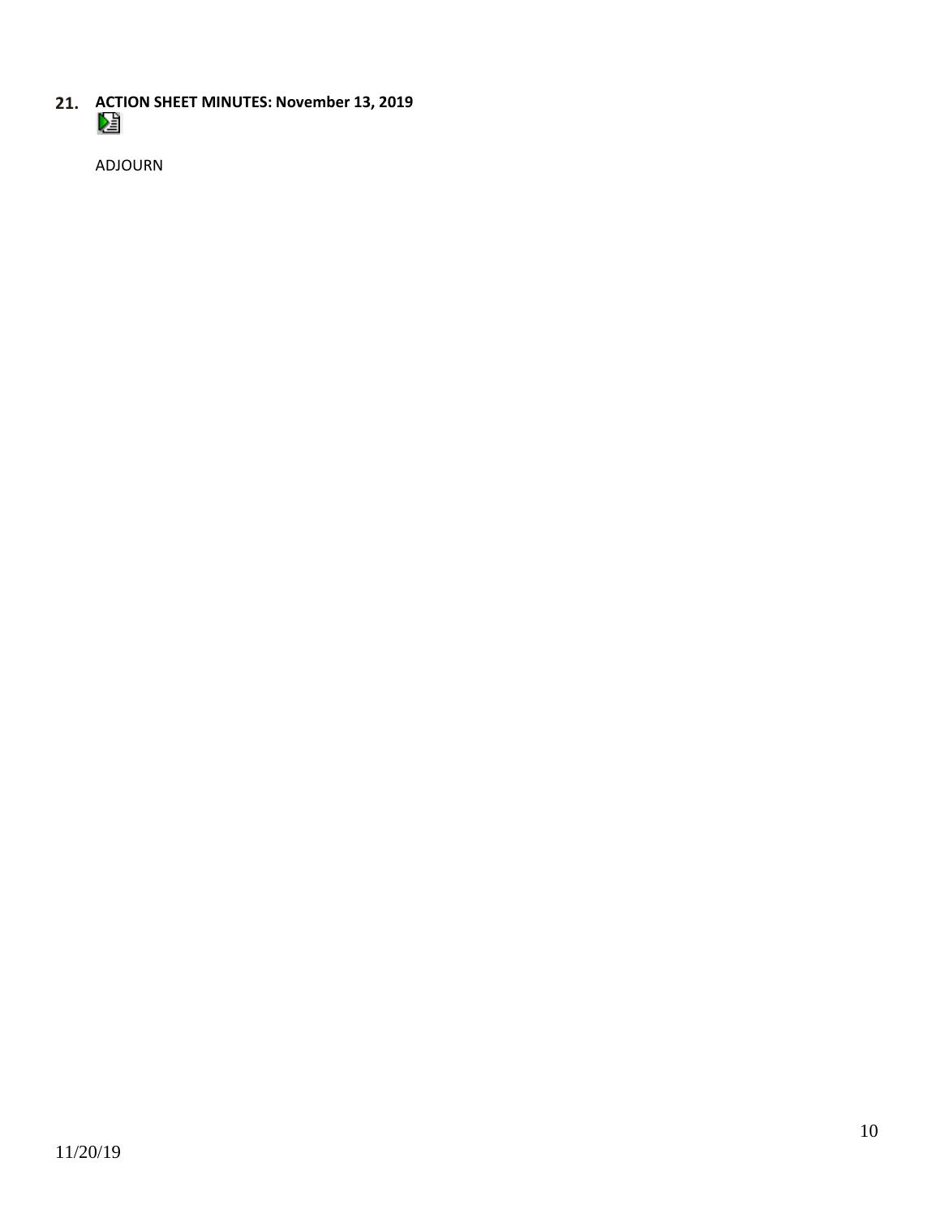**21. ACTION SHEET MINUTES: November 13, 2019**

ADJOURN